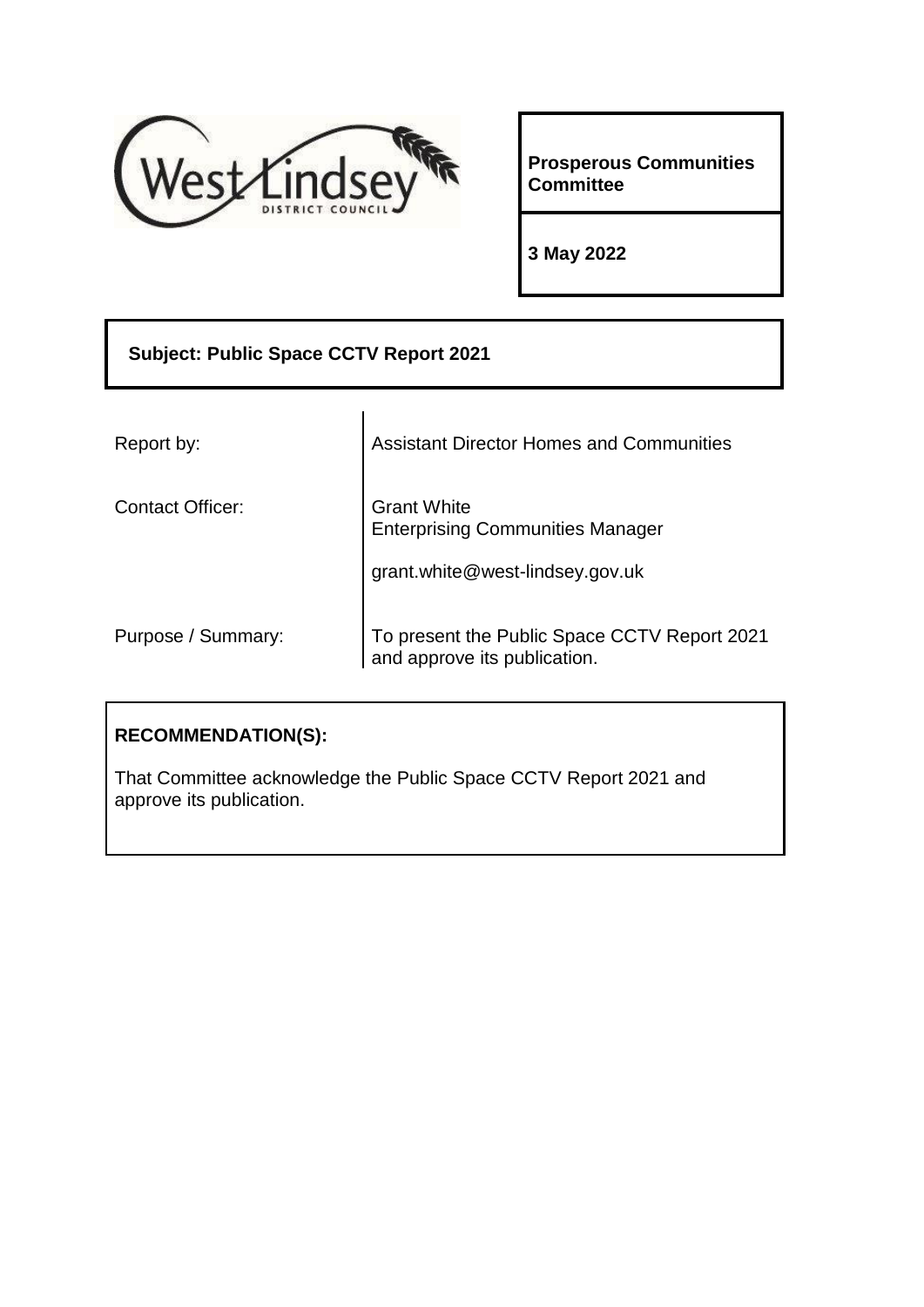**Prosperous Communities Committee**

**3 May 2022**

**Subject: Public Space CCTV Report 2021**

| | |
|---|---|
| Report by: | Assistant Director Homes and Communities |
| Contact Officer: | Grant White<br>Enterprising Communities Manager<br><br>grant.white@west-lindsey.gov.uk |
| Purpose / Summary: | To present the Public Space CCTV Report 2021 and approve its publication. |

**RECOMMENDATION(S):**

That Committee acknowledge the Public Space CCTV Report 2021 and approve its publication.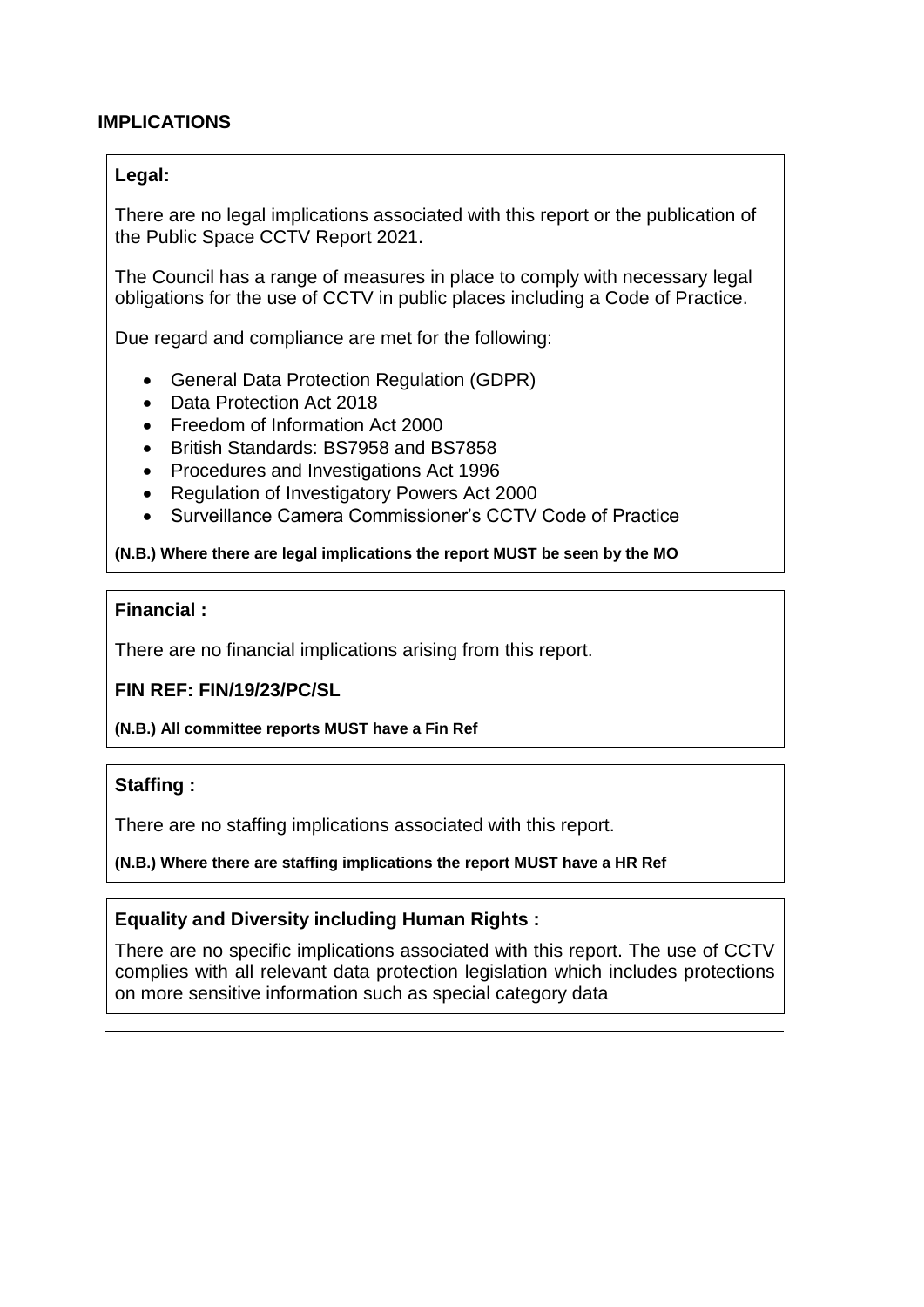## IMPLICATIONS

**Legal:**

There are no legal implications associated with this report or the publication of the Public Space CCTV Report 2021.

The Council has a range of measures in place to comply with necessary legal obligations for the use of CCTV in public places including a Code of Practice.

Due regard and compliance are met for the following:

- General Data Protection Regulation (GDPR)
- Data Protection Act 2018
- Freedom of Information Act 2000
- British Standards: BS7958 and BS7858
- Procedures and Investigations Act 1996
- Regulation of Investigatory Powers Act 2000
- Surveillance Camera Commissioner's CCTV Code of Practice

**(N.B.) Where there are legal implications the report MUST be seen by the MO**

**Financial :**

There are no financial implications arising from this report.

**FIN REF: FIN/19/23/PC/SL**

**(N.B.) All committee reports MUST have a Fin Ref**

**Staffing :**

There are no staffing implications associated with this report.

**(N.B.) Where there are staffing implications the report MUST have a HR Ref**

**Equality and Diversity including Human Rights :**

There are no specific implications associated with this report. The use of CCTV complies with all relevant data protection legislation which includes protections on more sensitive information such as special category data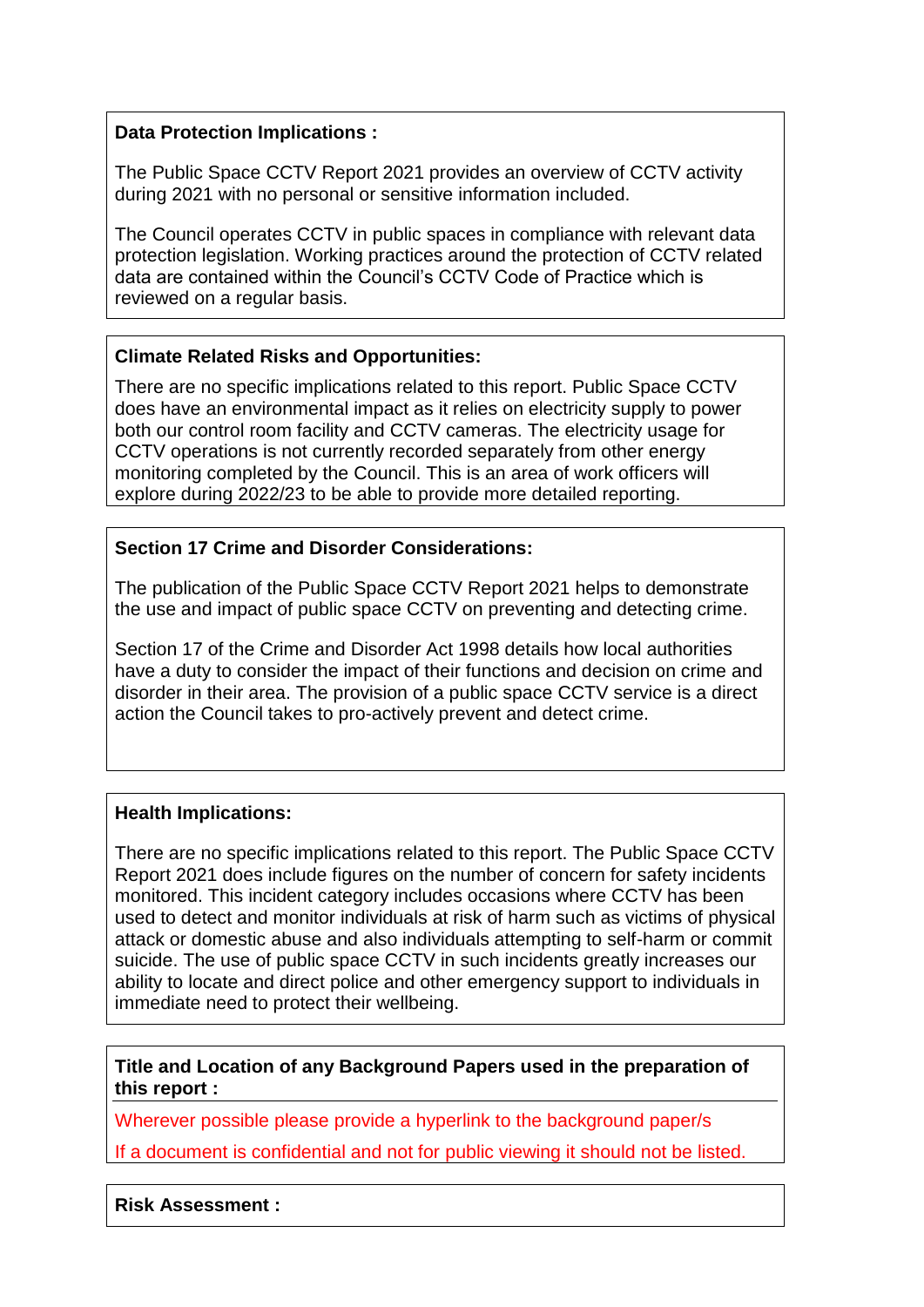**Data Protection Implications :**

The Public Space CCTV Report 2021 provides an overview of CCTV activity during 2021 with no personal or sensitive information included.

The Council operates CCTV in public spaces in compliance with relevant data protection legislation. Working practices around the protection of CCTV related data are contained within the Council's CCTV Code of Practice which is reviewed on a regular basis.

**Climate Related Risks and Opportunities:**

There are no specific implications related to this report. Public Space CCTV does have an environmental impact as it relies on electricity supply to power both our control room facility and CCTV cameras. The electricity usage for CCTV operations is not currently recorded separately from other energy monitoring completed by the Council. This is an area of work officers will explore during 2022/23 to be able to provide more detailed reporting.

**Section 17 Crime and Disorder Considerations:**

The publication of the Public Space CCTV Report 2021 helps to demonstrate the use and impact of public space CCTV on preventing and detecting crime.

Section 17 of the Crime and Disorder Act 1998 details how local authorities have a duty to consider the impact of their functions and decision on crime and disorder in their area. The provision of a public space CCTV service is a direct action the Council takes to pro-actively prevent and detect crime.

**Health Implications:**

There are no specific implications related to this report. The Public Space CCTV Report 2021 does include figures on the number of concern for safety incidents monitored. This incident category includes occasions where CCTV has been used to detect and monitor individuals at risk of harm such as victims of physical attack or domestic abuse and also individuals attempting to self-harm or commit suicide. The use of public space CCTV in such incidents greatly increases our ability to locate and direct police and other emergency support to individuals in immediate need to protect their wellbeing.

**Title and Location of any Background Papers used in the preparation of this report :**

Wherever possible please provide a hyperlink to the background paper/s

If a document is confidential and not for public viewing it should not be listed.

**Risk Assessment :**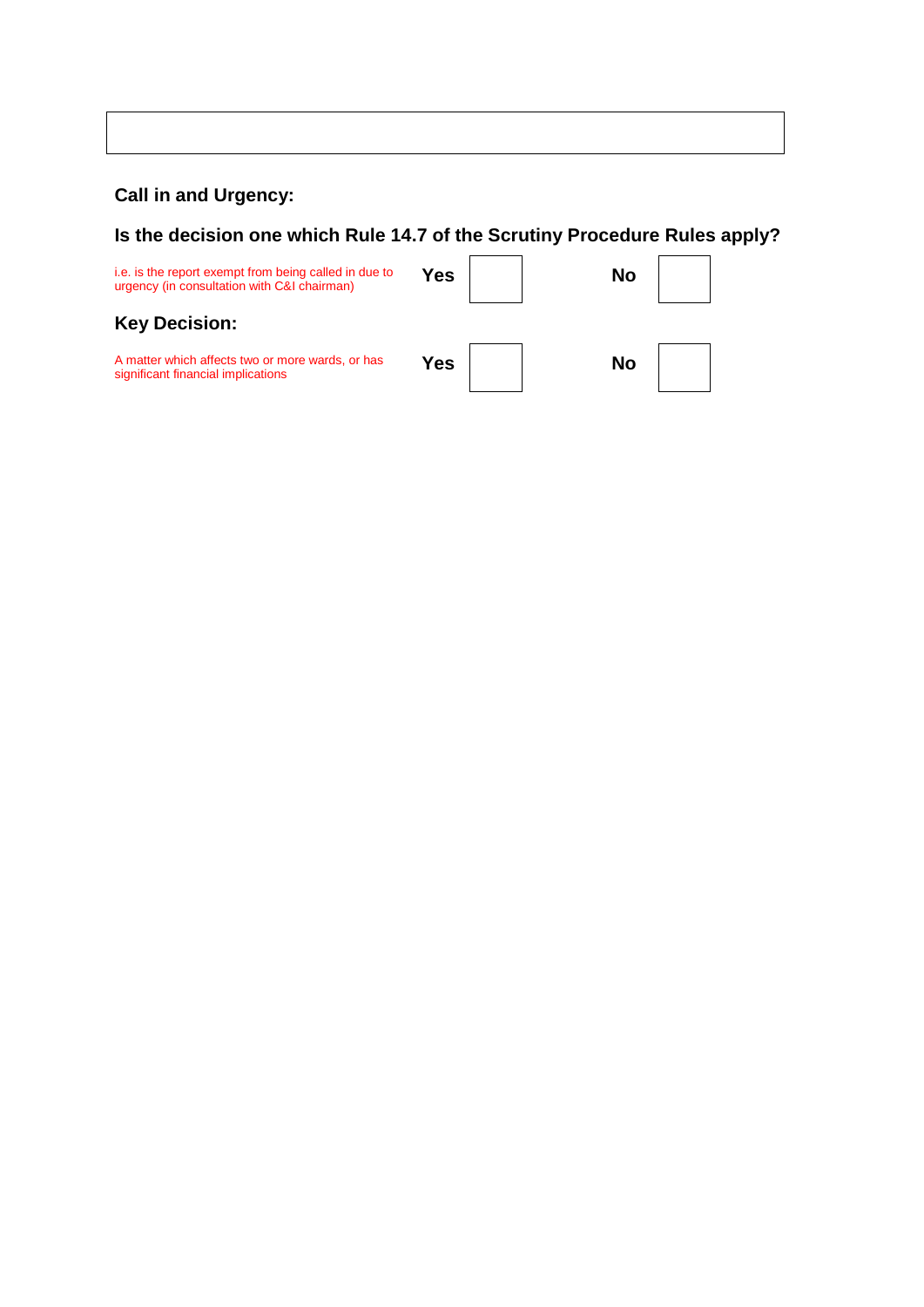## Call in and Urgency:

## Is the decision one which Rule 14.7 of the Scrutiny Procedure Rules apply?

| i.e. is the report exempt from being called in due to urgency (in consultation with C&I chairman) | **Yes** | | **No** | |
|---|---|---|---|---|

## Key Decision:

| A matter which affects two or more wards, or has significant financial implications | **Yes** | | **No** | |
|---|---|---|---|---|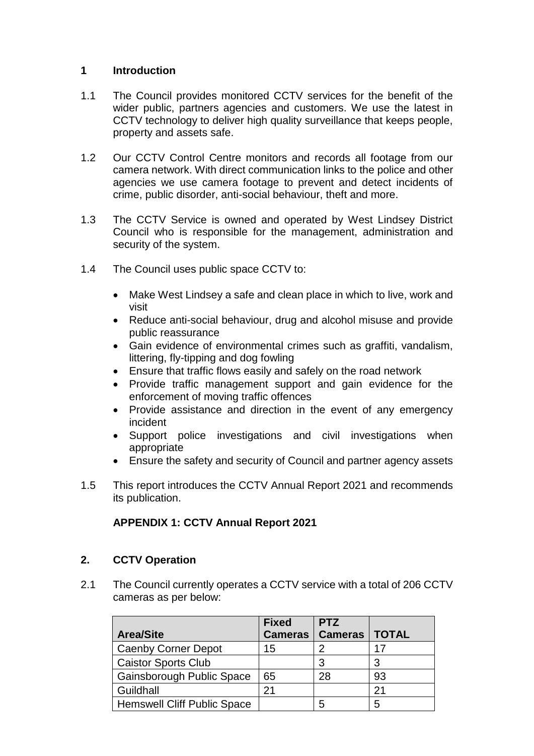## 1 Introduction

1.1 The Council provides monitored CCTV services for the benefit of the wider public, partners agencies and customers. We use the latest in CCTV technology to deliver high quality surveillance that keeps people, property and assets safe.

1.2 Our CCTV Control Centre monitors and records all footage from our camera network. With direct communication links to the police and other agencies we use camera footage to prevent and detect incidents of crime, public disorder, anti-social behaviour, theft and more.

1.3 The CCTV Service is owned and operated by West Lindsey District Council who is responsible for the management, administration and security of the system.

1.4 The Council uses public space CCTV to:

- Make West Lindsey a safe and clean place in which to live, work and visit
- Reduce anti-social behaviour, drug and alcohol misuse and provide public reassurance
- Gain evidence of environmental crimes such as graffiti, vandalism, littering, fly-tipping and dog fowling
- Ensure that traffic flows easily and safely on the road network
- Provide traffic management support and gain evidence for the enforcement of moving traffic offences
- Provide assistance and direction in the event of any emergency incident
- Support police investigations and civil investigations when appropriate
- Ensure the safety and security of Council and partner agency assets

1.5 This report introduces the CCTV Annual Report 2021 and recommends its publication.

**APPENDIX 1: CCTV Annual Report 2021**

## 2. CCTV Operation

2.1 The Council currently operates a CCTV service with a total of 206 CCTV cameras as per below:

| Area/Site | Fixed Cameras | PTZ Cameras | TOTAL |
|---|---|---|---|
| Caenby Corner Depot | 15 | 2 | 17 |
| Caistor Sports Club | | 3 | 3 |
| Gainsborough Public Space | 65 | 28 | 93 |
| Guildhall | 21 | | 21 |
| Hemswell Cliff Public Space | | 5 | 5 |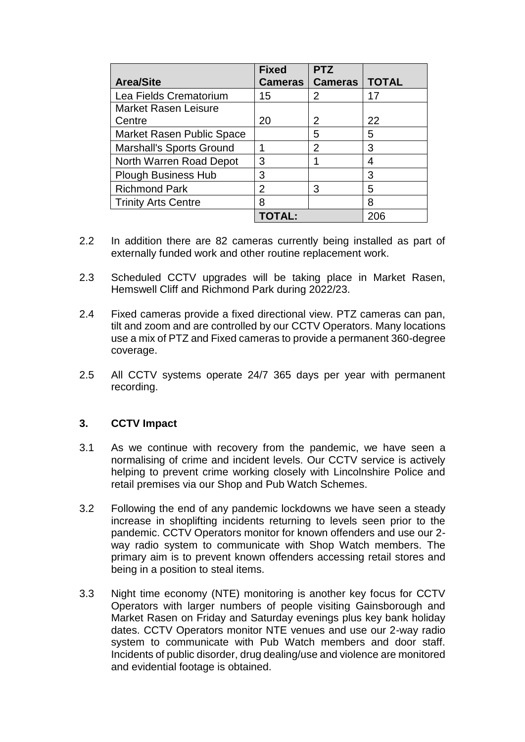| Area/Site | Fixed Cameras | PTZ Cameras | TOTAL |
|---|---|---|---|
| Lea Fields Crematorium | 15 | 2 | 17 |
| Market Rasen Leisure Centre | 20 | 2 | 22 |
| Market Rasen Public Space | | 5 | 5 |
| Marshall's Sports Ground | 1 | 2 | 3 |
| North Warren Road Depot | 3 | 1 | 4 |
| Plough Business Hub | 3 | | 3 |
| Richmond Park | 2 | 3 | 5 |
| Trinity Arts Centre | 8 | | 8 |
| | **TOTAL:** | | 206 |

2.2 In addition there are 82 cameras currently being installed as part of externally funded work and other routine replacement work.

2.3 Scheduled CCTV upgrades will be taking place in Market Rasen, Hemswell Cliff and Richmond Park during 2022/23.

2.4 Fixed cameras provide a fixed directional view. PTZ cameras can pan, tilt and zoom and are controlled by our CCTV Operators. Many locations use a mix of PTZ and Fixed cameras to provide a permanent 360-degree coverage.

2.5 All CCTV systems operate 24/7 365 days per year with permanent recording.

## 3. CCTV Impact

3.1 As we continue with recovery from the pandemic, we have seen a normalising of crime and incident levels. Our CCTV service is actively helping to prevent crime working closely with Lincolnshire Police and retail premises via our Shop and Pub Watch Schemes.

3.2 Following the end of any pandemic lockdowns we have seen a steady increase in shoplifting incidents returning to levels seen prior to the pandemic. CCTV Operators monitor for known offenders and use our 2-way radio system to communicate with Shop Watch members. The primary aim is to prevent known offenders accessing retail stores and being in a position to steal items.

3.3 Night time economy (NTE) monitoring is another key focus for CCTV Operators with larger numbers of people visiting Gainsborough and Market Rasen on Friday and Saturday evenings plus key bank holiday dates. CCTV Operators monitor NTE venues and use our 2-way radio system to communicate with Pub Watch members and door staff. Incidents of public disorder, drug dealing/use and violence are monitored and evidential footage is obtained.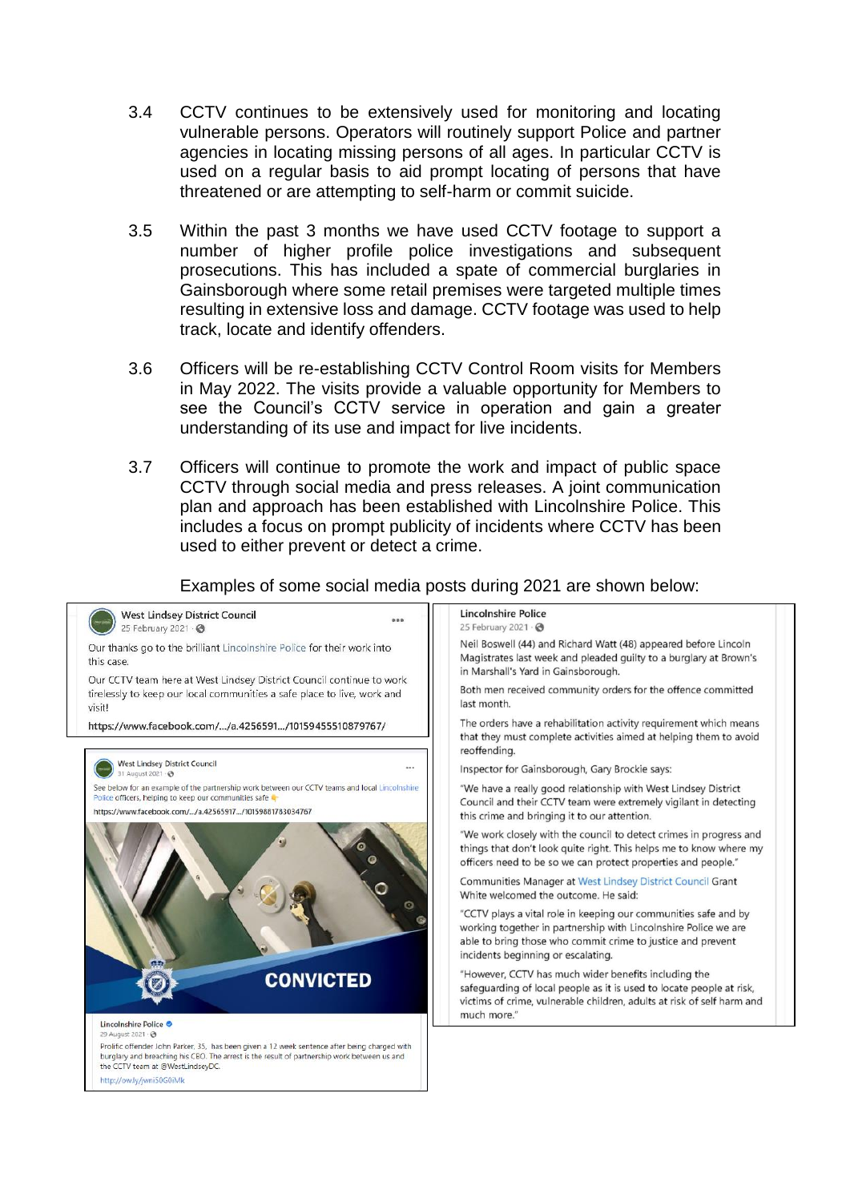3.4 CCTV continues to be extensively used for monitoring and locating vulnerable persons. Operators will routinely support Police and partner agencies in locating missing persons of all ages. In particular CCTV is used on a regular basis to aid prompt locating of persons that have threatened or are attempting to self-harm or commit suicide.

3.5 Within the past 3 months we have used CCTV footage to support a number of higher profile police investigations and subsequent prosecutions. This has included a spate of commercial burglaries in Gainsborough where some retail premises were targeted multiple times resulting in extensive loss and damage. CCTV footage was used to help track, locate and identify offenders.

3.6 Officers will be re-establishing CCTV Control Room visits for Members in May 2022. The visits provide a valuable opportunity for Members to see the Council's CCTV service in operation and gain a greater understanding of its use and impact for live incidents.

3.7 Officers will continue to promote the work and impact of public space CCTV through social media and press releases. A joint communication plan and approach has been established with Lincolnshire Police. This includes a focus on prompt publicity of incidents where CCTV has been used to either prevent or detect a crime.

Examples of some social media posts during 2021 are shown below:

**West Lindsey District Council**
25 February 2021

Our thanks go to the brilliant Lincolnshire Police for their work into this case.

Our CCTV team here at West Lindsey District Council continue to work tirelessly to keep our local communities a safe place to live, work and visit!

https://www.facebook.com/.../a.4256591.../10159455510879767/

**West Lindsey District Council**
31 August 2021

See below for an example of the partnership work between our CCTV teams and local Lincolnshire Police officers, helping to keep our communities safe

https://www.facebook.com/.../a.42565917.../10159881783034767

CONVICTED

**Lincolnshire Police**
29 August 2021

Prolific offender John Parker, 35, has been given a 12 week sentence after being charged with burglary and breaching his CBO. The arrest is the result of partnership work between us and the CCTV team at @WestLindseyDC.

http://ow.ly/jwni50G0iMk

**Lincolnshire Police**
25 February 2021

Neil Boswell (44) and Richard Watt (48) appeared before Lincoln Magistrates last week and pleaded guilty to a burglary at Brown's in Marshall's Yard in Gainsborough.

Both men received community orders for the offence committed last month.

The orders have a rehabilitation activity requirement which means that they must complete activities aimed at helping them to avoid reoffending.

Inspector for Gainsborough, Gary Brockie says:

"We have a really good relationship with West Lindsey District Council and their CCTV team were extremely vigilant in detecting this crime and bringing it to our attention.

"We work closely with the council to detect crimes in progress and things that don't look quite right. This helps me to know where my officers need to be so we can protect properties and people."

Communities Manager at West Lindsey District Council Grant White welcomed the outcome. He said:

"CCTV plays a vital role in keeping our communities safe and by working together in partnership with Lincolnshire Police we are able to bring those who commit crime to justice and prevent incidents beginning or escalating.

"However, CCTV has much wider benefits including the safeguarding of local people as it is used to locate people at risk, victims of crime, vulnerable children, adults at risk of self harm and much more."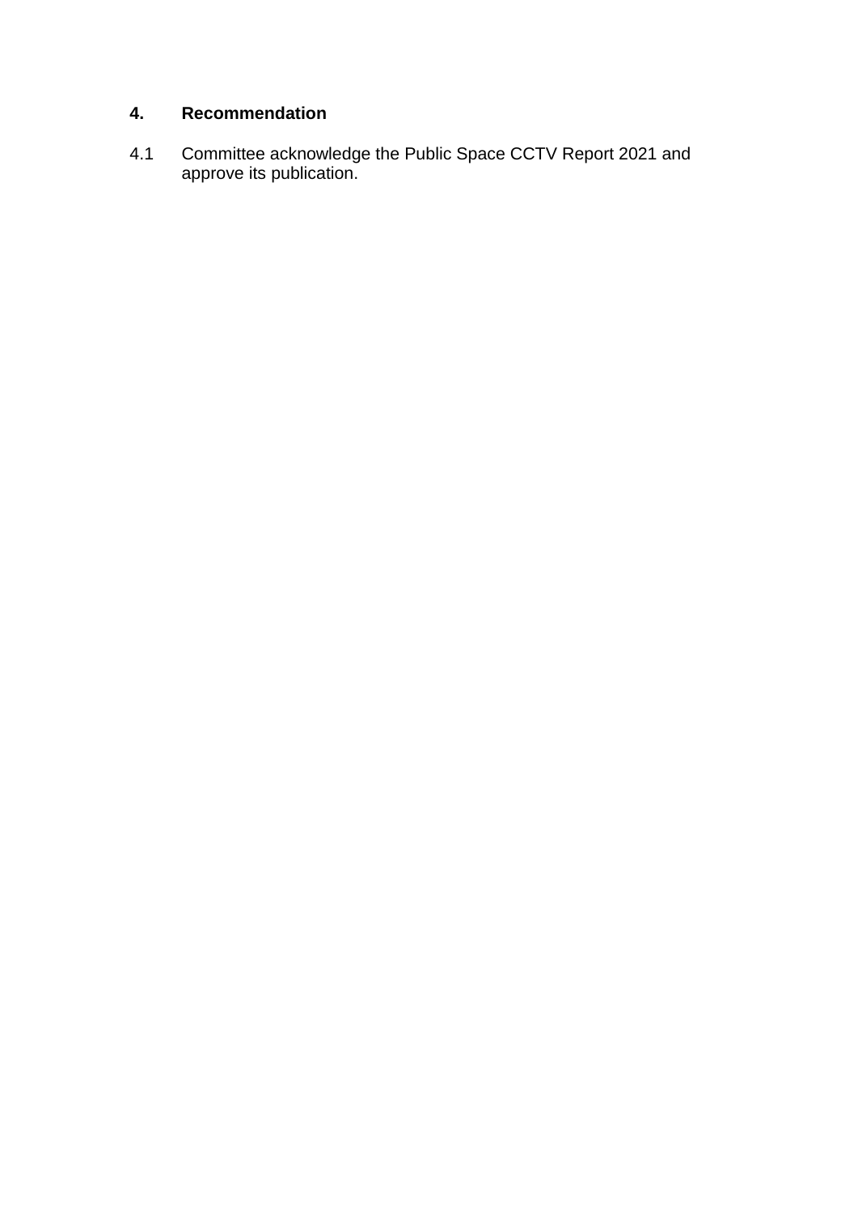## 4. Recommendation

4.1 Committee acknowledge the Public Space CCTV Report 2021 and approve its publication.